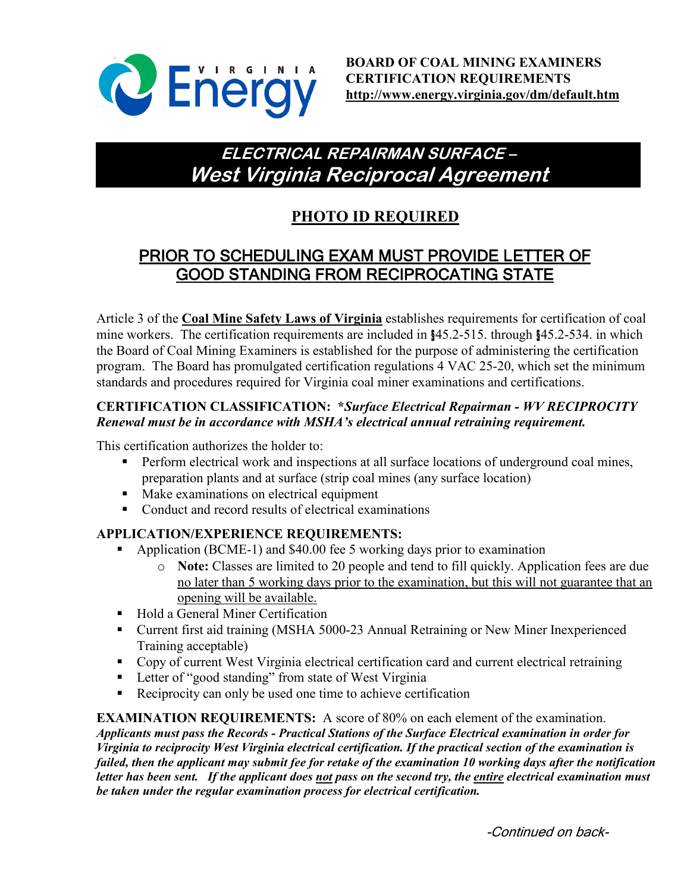**BOARD OF COAL MINING EXAMINERS**
**CERTIFICATION REQUIREMENTS**
**http://www.energy.virginia.gov/dm/default.htm**

# *ELECTRICAL REPAIRMAN SURFACE – West Virginia Reciprocal Agreement*

## PHOTO ID REQUIRED

## PRIOR TO SCHEDULING EXAM MUST PROVIDE LETTER OF GOOD STANDING FROM RECIPROCATING STATE

Article 3 of the **Coal Mine Safety Laws of Virginia** establishes requirements for certification of coal mine workers. The certification requirements are included in §45.2-515. through §45.2-534. in which the Board of Coal Mining Examiners is established for the purpose of administering the certification program. The Board has promulgated certification regulations 4 VAC 25-20, which set the minimum standards and procedures required for Virginia coal miner examinations and certifications.

**CERTIFICATION CLASSIFICATION:** ***Surface Electrical Repairman - WV RECIPROCITY Renewal must be in accordance with MSHA's electrical annual retraining requirement.***

This certification authorizes the holder to:

- Perform electrical work and inspections at all surface locations of underground coal mines, preparation plants and at surface (strip coal mines (any surface location)
- Make examinations on electrical equipment
- Conduct and record results of electrical examinations

**APPLICATION/EXPERIENCE REQUIREMENTS:**

- Application (BCME-1) and $40.00 fee 5 working days prior to examination
  - **Note:** Classes are limited to 20 people and tend to fill quickly. Application fees are due no later than 5 working days prior to the examination, but this will not guarantee that an opening will be available.
- Hold a General Miner Certification
- Current first aid training (MSHA 5000-23 Annual Retraining or New Miner Inexperienced Training acceptable)
- Copy of current West Virginia electrical certification card and current electrical retraining
- Letter of "good standing" from state of West Virginia
- Reciprocity can only be used one time to achieve certification

**EXAMINATION REQUIREMENTS:** A score of 80% on each element of the examination. ***Applicants must pass the Records - Practical Stations of the Surface Electrical examination in order for Virginia to reciprocity West Virginia electrical certification. If the practical section of the examination is failed, then the applicant may submit fee for retake of the examination 10 working days after the notification letter has been sent. If the applicant does not pass on the second try, the entire electrical examination must be taken under the regular examination process for electrical certification.***

*-Continued on back-*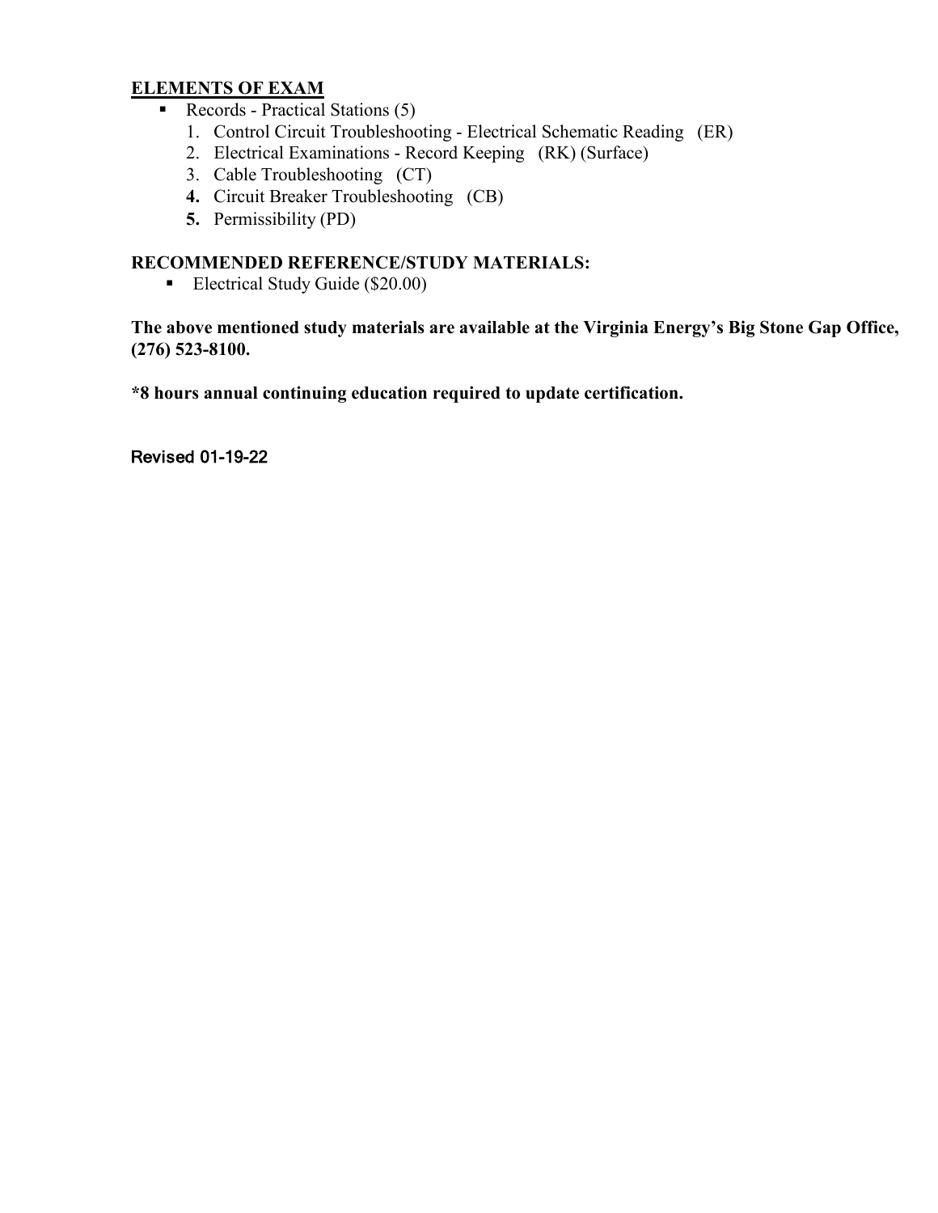## ELEMENTS OF EXAM

- Records - Practical Stations (5)
  1. Control Circuit Troubleshooting - Electrical Schematic Reading (ER)
  2. Electrical Examinations - Record Keeping (RK) (Surface)
  3. Cable Troubleshooting (CT)
  4. Circuit Breaker Troubleshooting (CB)
  5. Permissibility (PD)

**RECOMMENDED REFERENCE/STUDY MATERIALS:**

- Electrical Study Guide ($20.00)

**The above mentioned study materials are available at the Virginia Energy's Big Stone Gap Office, (276) 523-8100.**

**\*8 hours annual continuing education required to update certification.**

Revised 01-19-22